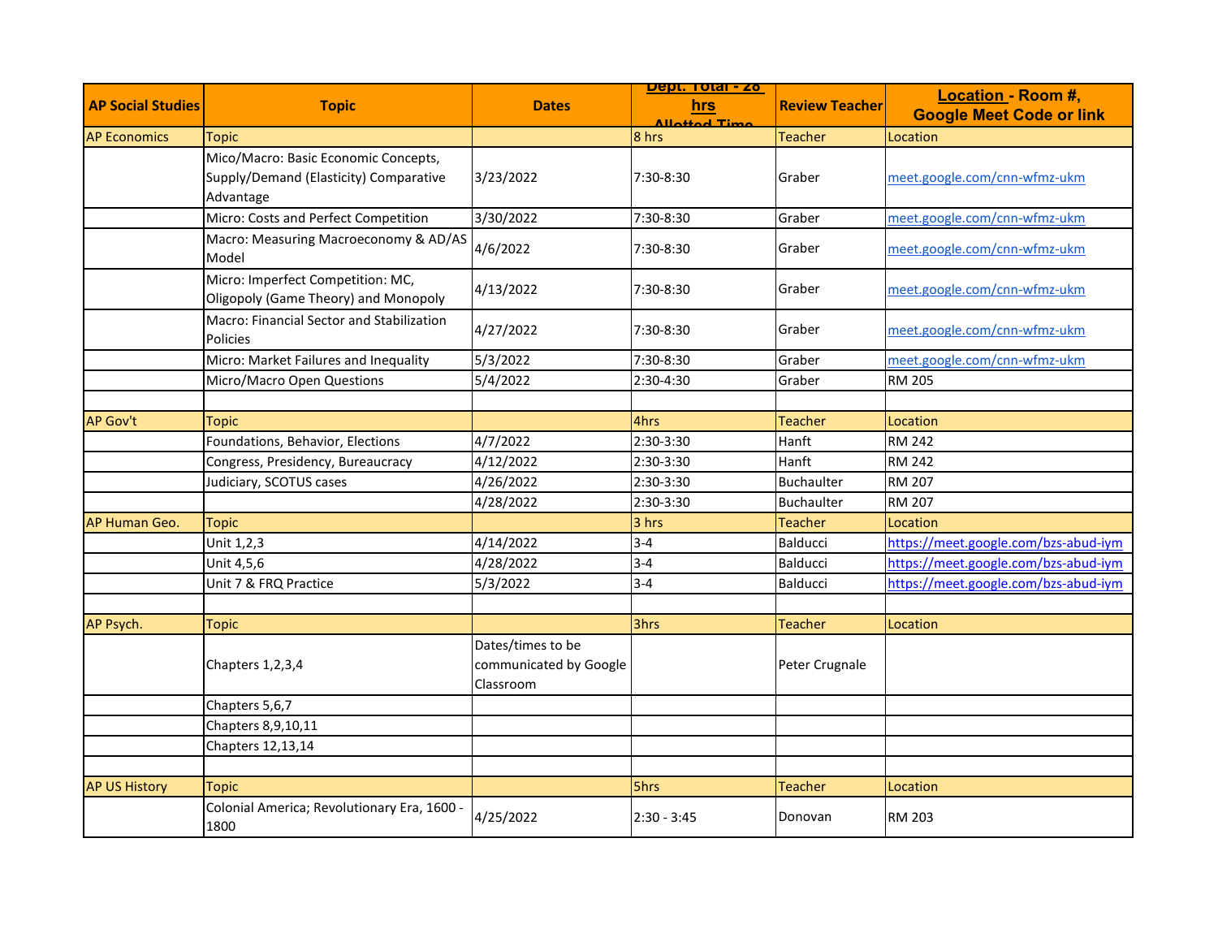| AP Social Studies | Topic | Dates | Dept. Total - 28 hrs Allotted Time | Review Teacher | Location - Room #, Google Meet Code or link |
|---|---|---|---|---|---|
| AP Economics | Topic | | 8 hrs | Teacher | Location |
| | Mico/Macro: Basic Economic Concepts, Supply/Demand (Elasticity) Comparative Advantage | 3/23/2022 | 7:30-8:30 | Graber | meet.google.com/cnn-wfmz-ukm |
| | Micro: Costs and Perfect Competition | 3/30/2022 | 7:30-8:30 | Graber | meet.google.com/cnn-wfmz-ukm |
| | Macro: Measuring Macroeconomy & AD/AS Model | 4/6/2022 | 7:30-8:30 | Graber | meet.google.com/cnn-wfmz-ukm |
| | Micro: Imperfect Competition: MC, Oligopoly (Game Theory) and Monopoly | 4/13/2022 | 7:30-8:30 | Graber | meet.google.com/cnn-wfmz-ukm |
| | Macro: Financial Sector and Stabilization Policies | 4/27/2022 | 7:30-8:30 | Graber | meet.google.com/cnn-wfmz-ukm |
| | Micro: Market Failures and Inequality | 5/3/2022 | 7:30-8:30 | Graber | meet.google.com/cnn-wfmz-ukm |
| | Micro/Macro Open Questions | 5/4/2022 | 2:30-4:30 | Graber | RM 205 |
| | | | | | |
| AP Gov't | Topic | | 4hrs | Teacher | Location |
| | Foundations, Behavior, Elections | 4/7/2022 | 2:30-3:30 | Hanft | RM 242 |
| | Congress, Presidency, Bureaucracy | 4/12/2022 | 2:30-3:30 | Hanft | RM 242 |
| | Judiciary, SCOTUS cases | 4/26/2022 | 2:30-3:30 | Buchaulter | RM 207 |
| | | 4/28/2022 | 2:30-3:30 | Buchaulter | RM 207 |
| AP Human Geo. | Topic | | 3 hrs | Teacher | Location |
| | Unit 1,2,3 | 4/14/2022 | 3-4 | Balducci | https://meet.google.com/bzs-abud-iym |
| | Unit 4,5,6 | 4/28/2022 | 3-4 | Balducci | https://meet.google.com/bzs-abud-iym |
| | Unit 7 & FRQ Practice | 5/3/2022 | 3-4 | Balducci | https://meet.google.com/bzs-abud-iym |
| | | | | | |
| AP Psych. | Topic | | 3hrs | Teacher | Location |
| | Chapters 1,2,3,4 | Dates/times to be communicated by Google Classroom | | Peter Crugnale | |
| | Chapters 5,6,7 | | | | |
| | Chapters 8,9,10,11 | | | | |
| | Chapters 12,13,14 | | | | |
| | | | | | |
| AP US History | Topic | | 5hrs | Teacher | Location |
| | Colonial America; Revolutionary Era, 1600 - 1800 | 4/25/2022 | 2:30 - 3:45 | Donovan | RM 203 |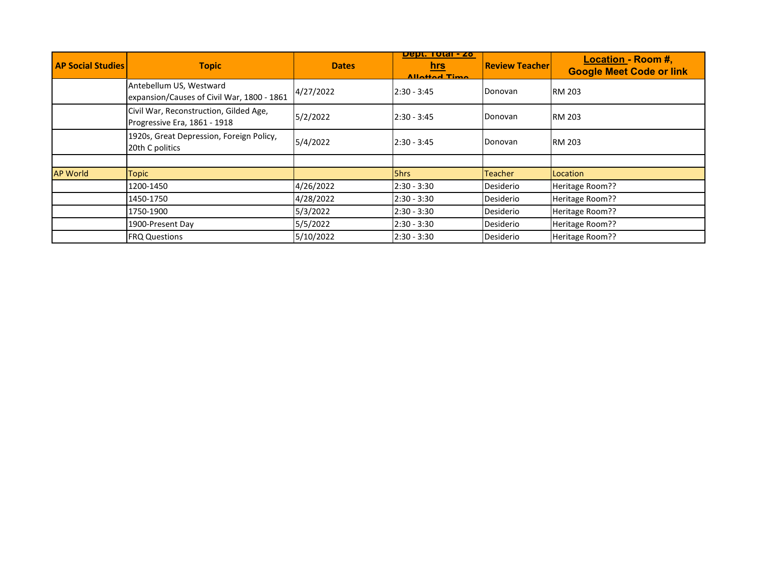| AP Social Studies | Topic | Dates | Dept. Total - 28 hrs Allotted Time | Review Teacher | Location - Room #, Google Meet Code or link |
|---|---|---|---|---|---|
| | Antebellum US, Westward expansion/Causes of Civil War, 1800 - 1861 | 4/27/2022 | 2:30 - 3:45 | Donovan | RM 203 |
| | Civil War, Reconstruction, Gilded Age, Progressive Era, 1861 - 1918 | 5/2/2022 | 2:30 - 3:45 | Donovan | RM 203 |
| | 1920s, Great Depression, Foreign Policy, 20th C politics | 5/4/2022 | 2:30 - 3:45 | Donovan | RM 203 |
| | | | | | |
| AP World | Topic | | 5hrs | Teacher | Location |
| | 1200-1450 | 4/26/2022 | 2:30 - 3:30 | Desiderio | Heritage Room?? |
| | 1450-1750 | 4/28/2022 | 2:30 - 3:30 | Desiderio | Heritage Room?? |
| | 1750-1900 | 5/3/2022 | 2:30 - 3:30 | Desiderio | Heritage Room?? |
| | 1900-Present Day | 5/5/2022 | 2:30 - 3:30 | Desiderio | Heritage Room?? |
| | FRQ Questions | 5/10/2022 | 2:30 - 3:30 | Desiderio | Heritage Room?? |